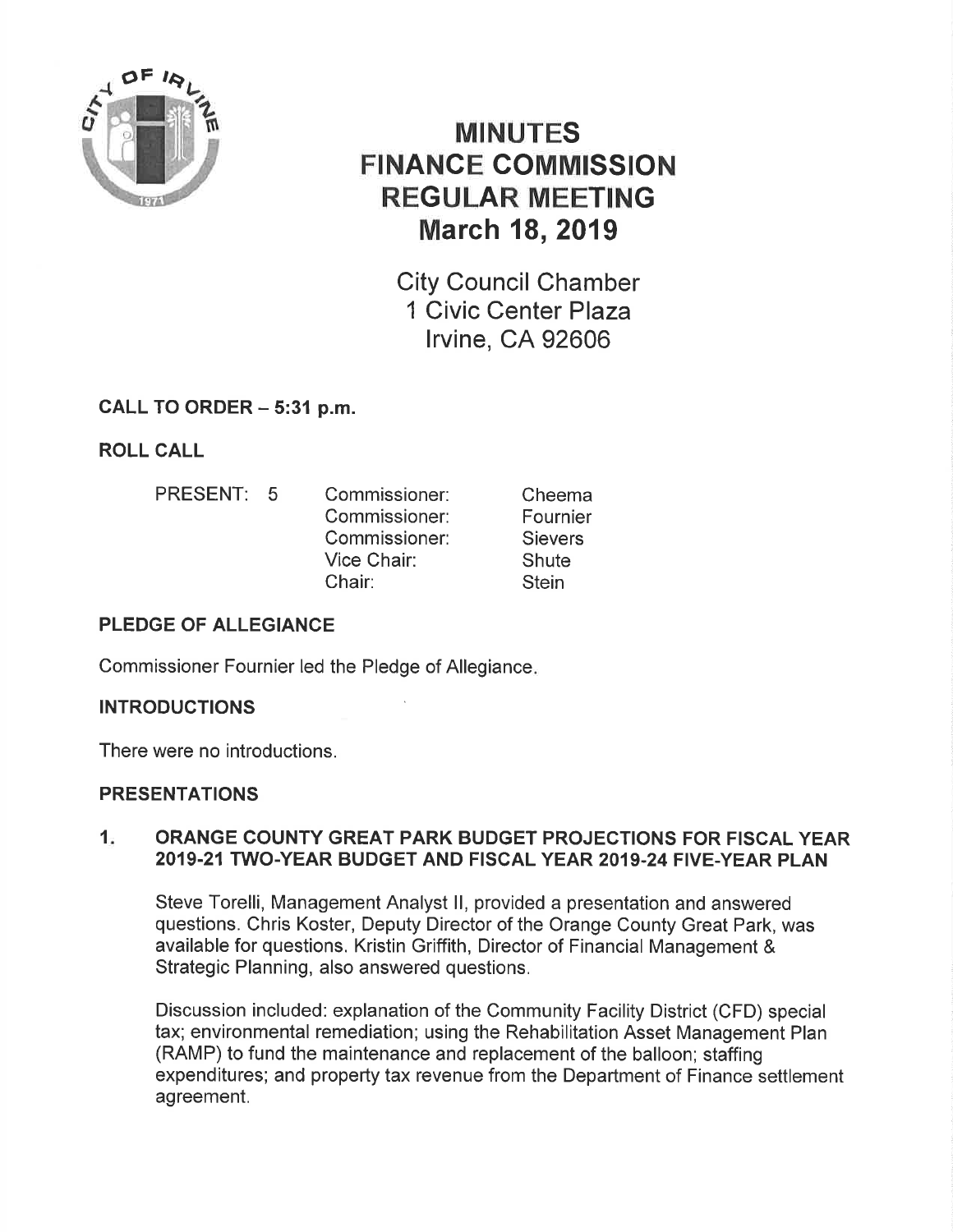# MINUTES
# FINANCE COMMISSION
# REGULAR MEETING
# March 18, 2019

City Council Chamber
1 Civic Center Plaza
Irvine, CA 92606

## CALL TO ORDER – 5:31 p.m.

## ROLL CALL

| PRESENT: 5 | Commissioner: | Cheema |
|---|---|---|
| | Commissioner: | Fournier |
| | Commissioner: | Sievers |
| | Vice Chair: | Shute |
| | Chair: | Stein |

## PLEDGE OF ALLEGIANCE

Commissioner Fournier led the Pledge of Allegiance.

## INTRODUCTIONS

There were no introductions.

## PRESENTATIONS

### 1. ORANGE COUNTY GREAT PARK BUDGET PROJECTIONS FOR FISCAL YEAR 2019-21 TWO-YEAR BUDGET AND FISCAL YEAR 2019-24 FIVE-YEAR PLAN

Steve Torelli, Management Analyst II, provided a presentation and answered questions. Chris Koster, Deputy Director of the Orange County Great Park, was available for questions. Kristin Griffith, Director of Financial Management & Strategic Planning, also answered questions.

Discussion included: explanation of the Community Facility District (CFD) special tax; environmental remediation; using the Rehabilitation Asset Management Plan (RAMP) to fund the maintenance and replacement of the balloon; staffing expenditures; and property tax revenue from the Department of Finance settlement agreement.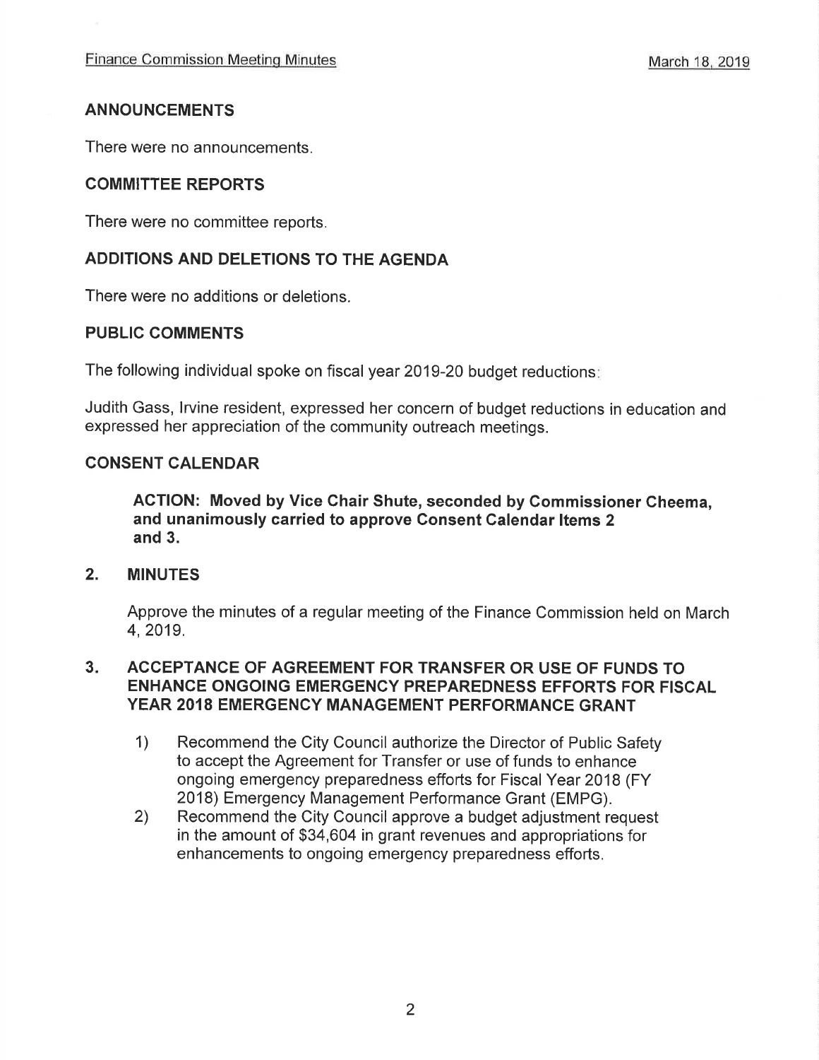## ANNOUNCEMENTS

There were no announcements.

## COMMITTEE REPORTS

There were no committee reports.

## ADDITIONS AND DELETIONS TO THE AGENDA

There were no additions or deletions.

## PUBLIC COMMENTS

The following individual spoke on fiscal year 2019-20 budget reductions:

Judith Gass, Irvine resident, expressed her concern of budget reductions in education and expressed her appreciation of the community outreach meetings.

## CONSENT CALENDAR

**ACTION: Moved by Vice Chair Shute, seconded by Commissioner Cheema, and unanimously carried to approve Consent Calendar Items 2 and 3.**

## 2. MINUTES

Approve the minutes of a regular meeting of the Finance Commission held on March 4, 2019.

## 3. ACCEPTANCE OF AGREEMENT FOR TRANSFER OR USE OF FUNDS TO ENHANCE ONGOING EMERGENCY PREPAREDNESS EFFORTS FOR FISCAL YEAR 2018 EMERGENCY MANAGEMENT PERFORMANCE GRANT

1) Recommend the City Council authorize the Director of Public Safety to accept the Agreement for Transfer or use of funds to enhance ongoing emergency preparedness efforts for Fiscal Year 2018 (FY 2018) Emergency Management Performance Grant (EMPG).
2) Recommend the City Council approve a budget adjustment request in the amount of $34,604 in grant revenues and appropriations for enhancements to ongoing emergency preparedness efforts.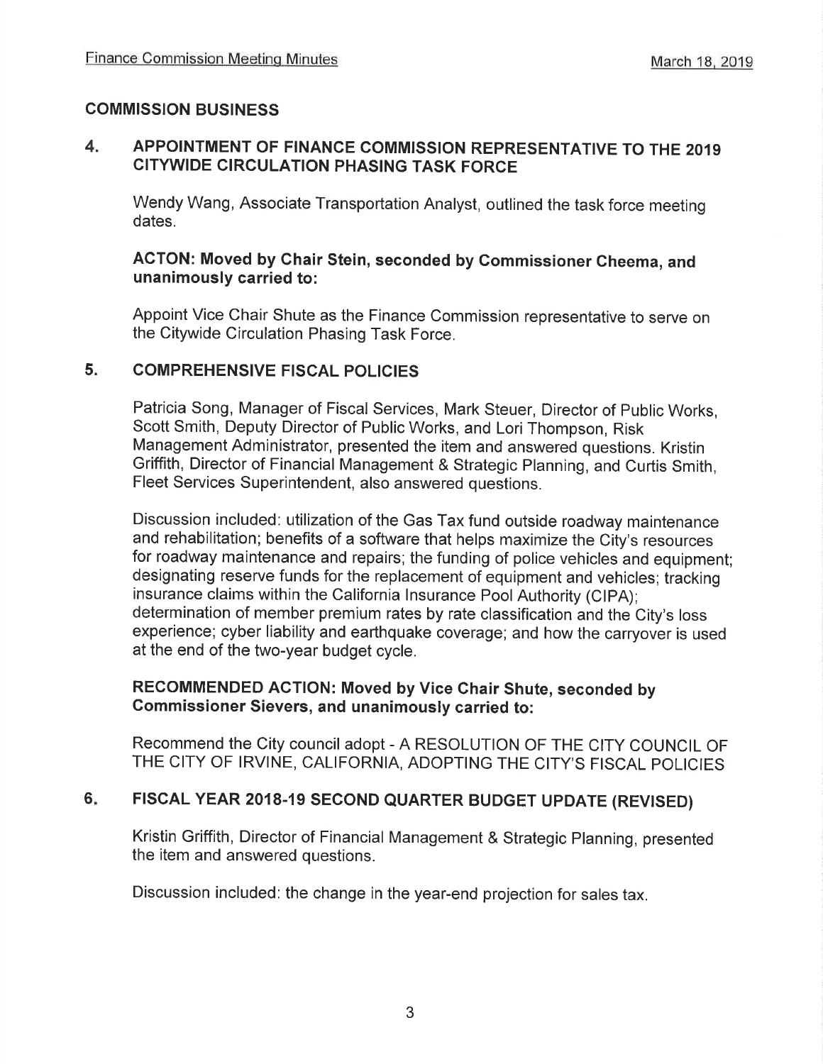## COMMISSION BUSINESS

### 4. APPOINTMENT OF FINANCE COMMISSION REPRESENTATIVE TO THE 2019 CITYWIDE CIRCULATION PHASING TASK FORCE

Wendy Wang, Associate Transportation Analyst, outlined the task force meeting dates.

**ACTON: Moved by Chair Stein, seconded by Commissioner Cheema, and unanimously carried to:**

Appoint Vice Chair Shute as the Finance Commission representative to serve on the Citywide Circulation Phasing Task Force.

### 5. COMPREHENSIVE FISCAL POLICIES

Patricia Song, Manager of Fiscal Services, Mark Steuer, Director of Public Works, Scott Smith, Deputy Director of Public Works, and Lori Thompson, Risk Management Administrator, presented the item and answered questions. Kristin Griffith, Director of Financial Management & Strategic Planning, and Curtis Smith, Fleet Services Superintendent, also answered questions.

Discussion included: utilization of the Gas Tax fund outside roadway maintenance and rehabilitation; benefits of a software that helps maximize the City's resources for roadway maintenance and repairs; the funding of police vehicles and equipment; designating reserve funds for the replacement of equipment and vehicles; tracking insurance claims within the California Insurance Pool Authority (CIPA); determination of member premium rates by rate classification and the City's loss experience; cyber liability and earthquake coverage; and how the carryover is used at the end of the two-year budget cycle.

**RECOMMENDED ACTION: Moved by Vice Chair Shute, seconded by Commissioner Sievers, and unanimously carried to:**

Recommend the City council adopt - A RESOLUTION OF THE CITY COUNCIL OF THE CITY OF IRVINE, CALIFORNIA, ADOPTING THE CITY'S FISCAL POLICIES

### 6. FISCAL YEAR 2018-19 SECOND QUARTER BUDGET UPDATE (REVISED)

Kristin Griffith, Director of Financial Management & Strategic Planning, presented the item and answered questions.

Discussion included: the change in the year-end projection for sales tax.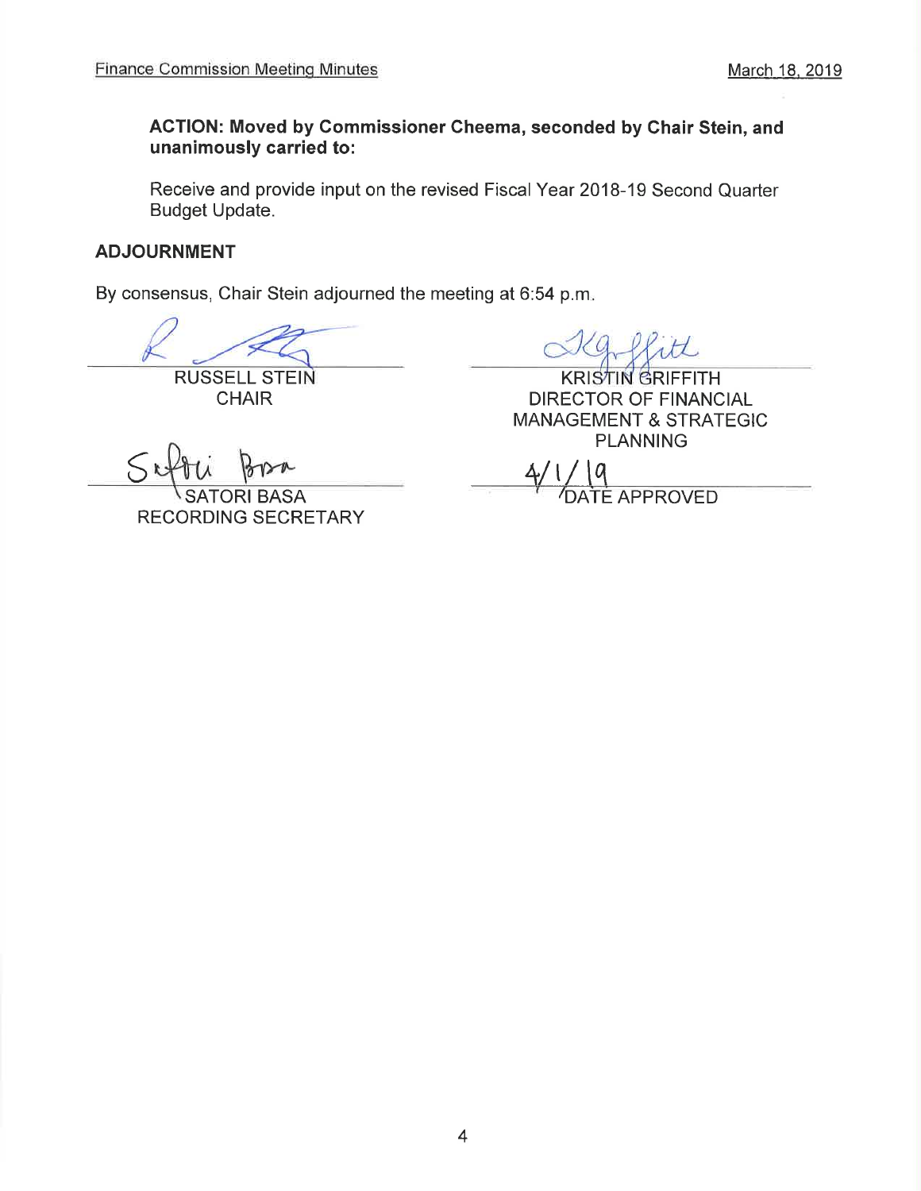**ACTION: Moved by Commissioner Cheema, seconded by Chair Stein, and unanimously carried to:**

Receive and provide input on the revised Fiscal Year 2018-19 Second Quarter Budget Update.

## ADJOURNMENT

By consensus, Chair Stein adjourned the meeting at 6:54 p.m.

RUSSELL STEIN
CHAIR

KRISTIN GRIFFITH
DIRECTOR OF FINANCIAL MANAGEMENT & STRATEGIC PLANNING

SATORI BASA
RECORDING SECRETARY

4/1/19
DATE APPROVED